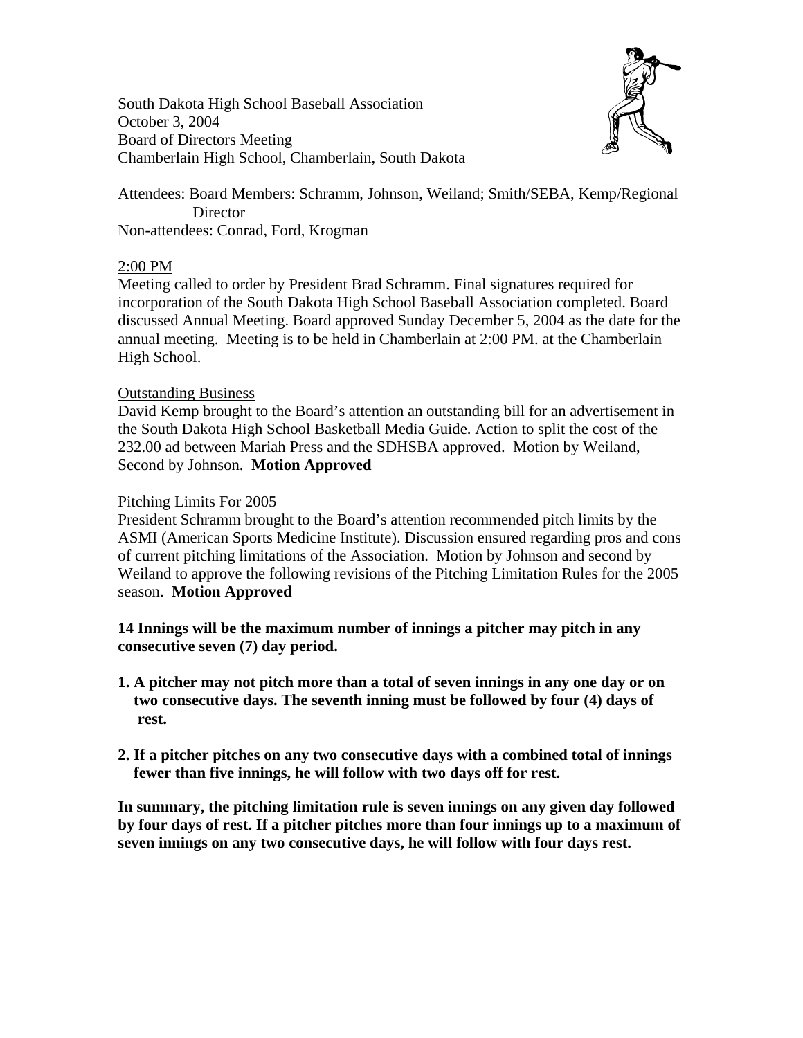South Dakota High School Baseball Association
October 3, 2004
Board of Directors Meeting
Chamberlain High School, Chamberlain, South Dakota

Attendees: Board Members: Schramm, Johnson, Weiland; Smith/SEBA, Kemp/Regional Director
Non-attendees: Conrad, Ford, Krogman

2:00 PM

Meeting called to order by President Brad Schramm. Final signatures required for incorporation of the South Dakota High School Baseball Association completed. Board discussed Annual Meeting. Board approved Sunday December 5, 2004 as the date for the annual meeting. Meeting is to be held in Chamberlain at 2:00 PM. at the Chamberlain High School.

Outstanding Business

David Kemp brought to the Board's attention an outstanding bill for an advertisement in the South Dakota High School Basketball Media Guide. Action to split the cost of the 232.00 ad between Mariah Press and the SDHSBA approved. Motion by Weiland, Second by Johnson. **Motion Approved**

Pitching Limits For 2005

President Schramm brought to the Board's attention recommended pitch limits by the ASMI (American Sports Medicine Institute). Discussion ensured regarding pros and cons of current pitching limitations of the Association. Motion by Johnson and second by Weiland to approve the following revisions of the Pitching Limitation Rules for the 2005 season. **Motion Approved**

**14 Innings will be the maximum number of innings a pitcher may pitch in any consecutive seven (7) day period.**

1. **A pitcher may not pitch more than a total of seven innings in any one day or on two consecutive days. The seventh inning must be followed by four (4) days of rest.**

2. **If a pitcher pitches on any two consecutive days with a combined total of innings fewer than five innings, he will follow with two days off for rest.**

**In summary, the pitching limitation rule is seven innings on any given day followed by four days of rest. If a pitcher pitches more than four innings up to a maximum of seven innings on any two consecutive days, he will follow with four days rest.**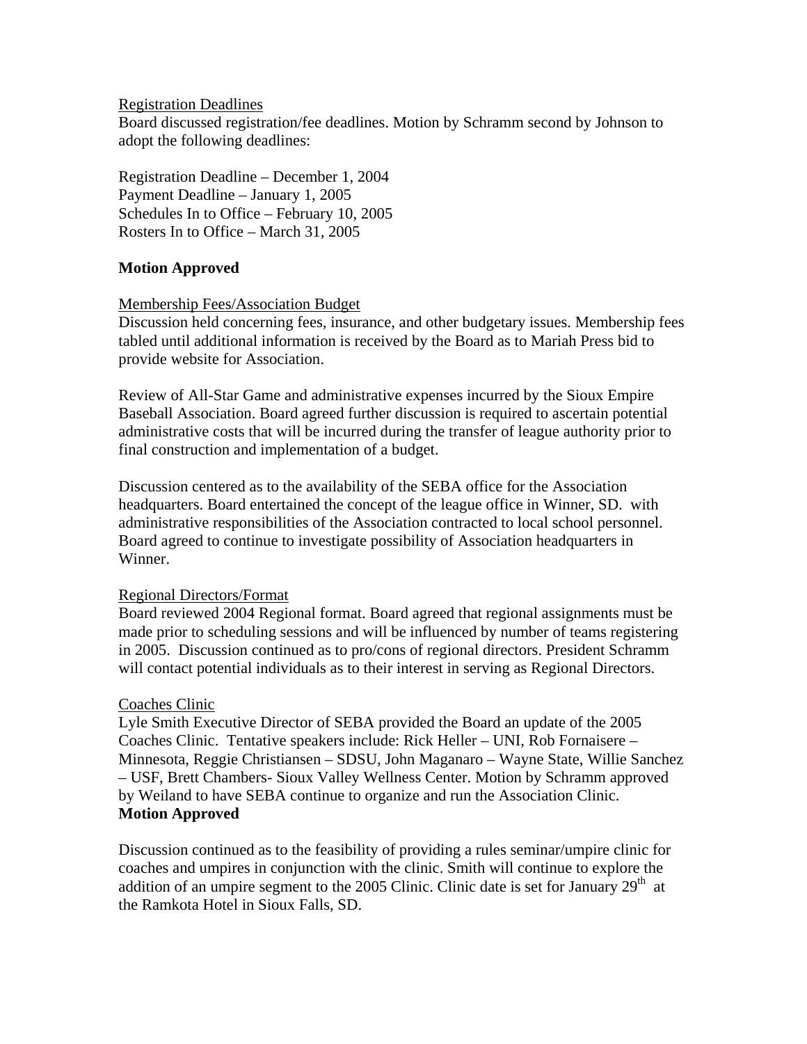Registration Deadlines

Board discussed registration/fee deadlines. Motion by Schramm second by Johnson to adopt the following deadlines:

Registration Deadline – December 1, 2004
Payment Deadline – January 1, 2005
Schedules In to Office – February 10, 2005
Rosters In to Office – March 31, 2005

**Motion Approved**

Membership Fees/Association Budget

Discussion held concerning fees, insurance, and other budgetary issues. Membership fees tabled until additional information is received by the Board as to Mariah Press bid to provide website for Association.

Review of All-Star Game and administrative expenses incurred by the Sioux Empire Baseball Association. Board agreed further discussion is required to ascertain potential administrative costs that will be incurred during the transfer of league authority prior to final construction and implementation of a budget.

Discussion centered as to the availability of the SEBA office for the Association headquarters. Board entertained the concept of the league office in Winner, SD. with administrative responsibilities of the Association contracted to local school personnel. Board agreed to continue to investigate possibility of Association headquarters in Winner.

Regional Directors/Format

Board reviewed 2004 Regional format. Board agreed that regional assignments must be made prior to scheduling sessions and will be influenced by number of teams registering in 2005. Discussion continued as to pro/cons of regional directors. President Schramm will contact potential individuals as to their interest in serving as Regional Directors.

Coaches Clinic

Lyle Smith Executive Director of SEBA provided the Board an update of the 2005 Coaches Clinic. Tentative speakers include: Rick Heller – UNI, Rob Fornaisere – Minnesota, Reggie Christiansen – SDSU, John Maganaro – Wayne State, Willie Sanchez – USF, Brett Chambers- Sioux Valley Wellness Center. Motion by Schramm approved by Weiland to have SEBA continue to organize and run the Association Clinic.
**Motion Approved**

Discussion continued as to the feasibility of providing a rules seminar/umpire clinic for coaches and umpires in conjunction with the clinic. Smith will continue to explore the addition of an umpire segment to the 2005 Clinic. Clinic date is set for January 29th at the Ramkota Hotel in Sioux Falls, SD.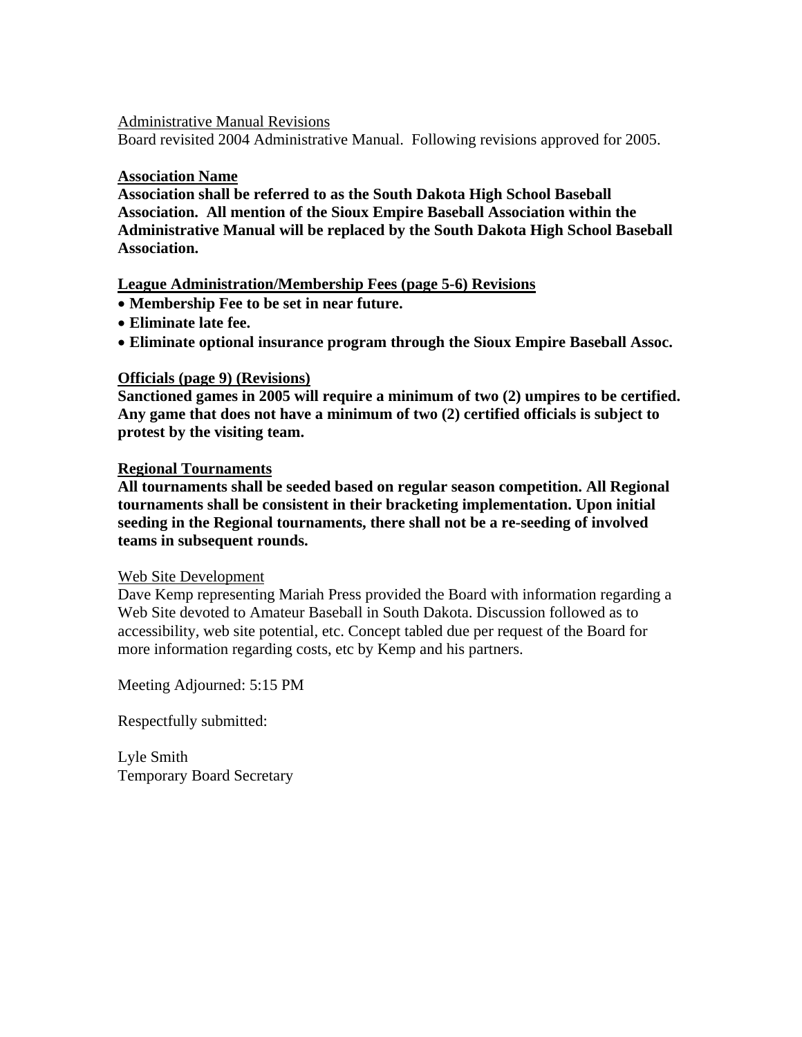Administrative Manual Revisions
Board revisited 2004 Administrative Manual. Following revisions approved for 2005.

**Association Name**
**Association shall be referred to as the South Dakota High School Baseball Association. All mention of the Sioux Empire Baseball Association within the Administrative Manual will be replaced by the South Dakota High School Baseball Association.**

**League Administration/Membership Fees (page 5-6) Revisions**

- **Membership Fee to be set in near future.**
- **Eliminate late fee.**
- **Eliminate optional insurance program through the Sioux Empire Baseball Assoc.**

**Officials (page 9) (Revisions)**
**Sanctioned games in 2005 will require a minimum of two (2) umpires to be certified. Any game that does not have a minimum of two (2) certified officials is subject to protest by the visiting team.**

**Regional Tournaments**
**All tournaments shall be seeded based on regular season competition. All Regional tournaments shall be consistent in their bracketing implementation. Upon initial seeding in the Regional tournaments, there shall not be a re-seeding of involved teams in subsequent rounds.**

Web Site Development
Dave Kemp representing Mariah Press provided the Board with information regarding a Web Site devoted to Amateur Baseball in South Dakota. Discussion followed as to accessibility, web site potential, etc. Concept tabled due per request of the Board for more information regarding costs, etc by Kemp and his partners.

Meeting Adjourned: 5:15 PM

Respectfully submitted:

Lyle Smith
Temporary Board Secretary